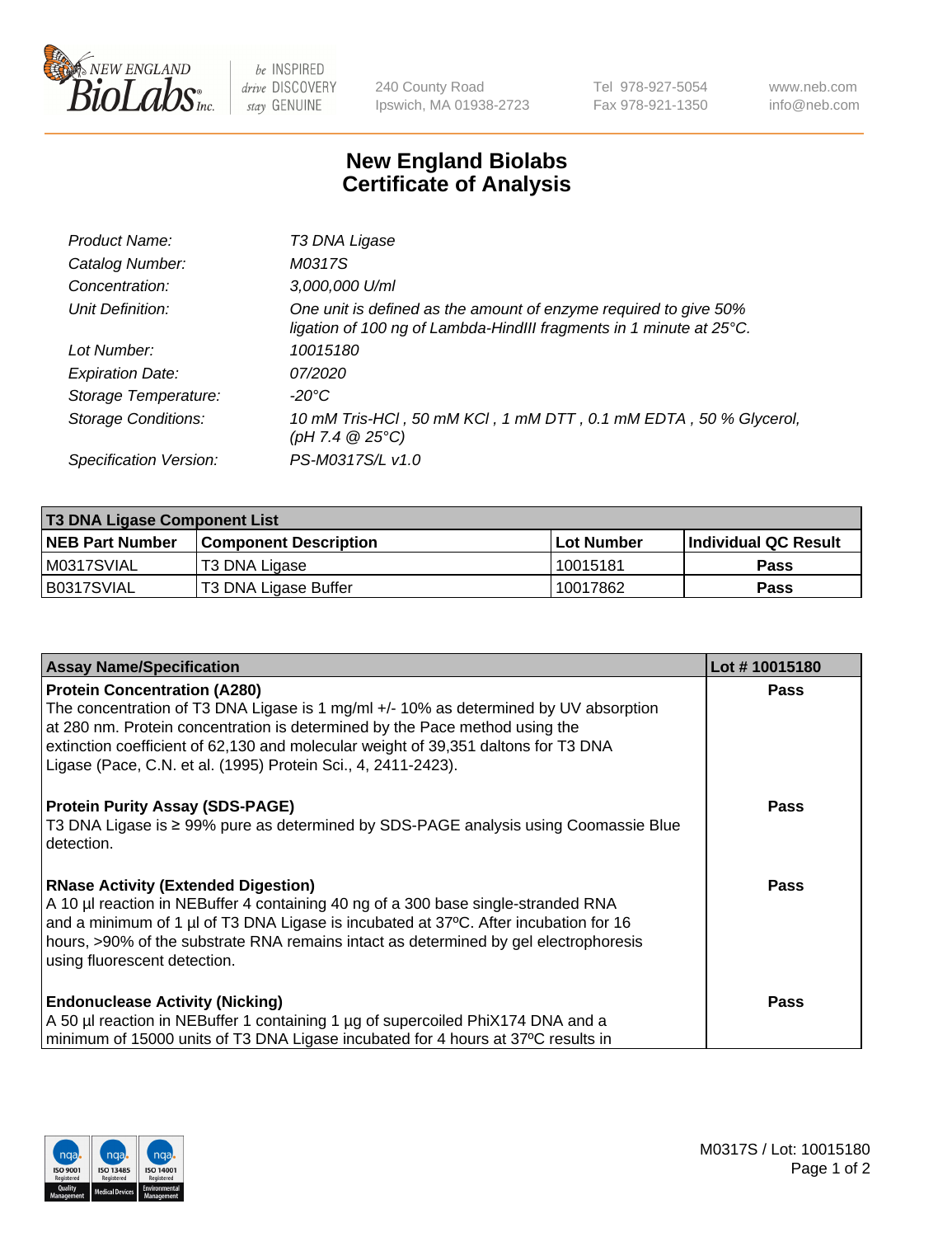# New England Biolabs Certificate of Analysis

| | |
|---|---|
| Product Name: | T3 DNA Ligase |
| Catalog Number: | M0317S |
| Concentration: | 3,000,000 U/ml |
| Unit Definition: | One unit is defined as the amount of enzyme required to give 50% ligation of 100 ng of Lambda-HindIII fragments in 1 minute at 25°C. |
| Lot Number: | 10015180 |
| Expiration Date: | 07/2020 |
| Storage Temperature: | -20°C |
| Storage Conditions: | 10 mM Tris-HCl , 50 mM KCl , 1 mM DTT , 0.1 mM EDTA , 50 % Glycerol, (pH 7.4 @ 25°C) |
| Specification Version: | PS-M0317S/L v1.0 |

| T3 DNA Ligase Component List | | | |
|---|---|---|---|
| **NEB Part Number** | **Component Description** | **Lot Number** | **Individual QC Result** |
| M0317SVIAL | T3 DNA Ligase | 10015181 | **Pass** |
| B0317SVIAL | T3 DNA Ligase Buffer | 10017862 | **Pass** |

| Assay Name/Specification | Lot # 10015180 |
|---|---|
| **Protein Concentration (A280)**<br>The concentration of T3 DNA Ligase is 1 mg/ml +/- 10% as determined by UV absorption at 280 nm. Protein concentration is determined by the Pace method using the extinction coefficient of 62,130 and molecular weight of 39,351 daltons for T3 DNA Ligase (Pace, C.N. et al. (1995) Protein Sci., 4, 2411-2423). | **Pass** |
| **Protein Purity Assay (SDS-PAGE)**<br>T3 DNA Ligase is ≥ 99% pure as determined by SDS-PAGE analysis using Coomassie Blue detection. | **Pass** |
| **RNase Activity (Extended Digestion)**<br>A 10 µl reaction in NEBuffer 4 containing 40 ng of a 300 base single-stranded RNA and a minimum of 1 µl of T3 DNA Ligase is incubated at 37ºC. After incubation for 16 hours, >90% of the substrate RNA remains intact as determined by gel electrophoresis using fluorescent detection. | **Pass** |
| **Endonuclease Activity (Nicking)**<br>A 50 µl reaction in NEBuffer 1 containing 1 µg of supercoiled PhiX174 DNA and a minimum of 15000 units of T3 DNA Ligase incubated for 4 hours at 37ºC results in | **Pass** |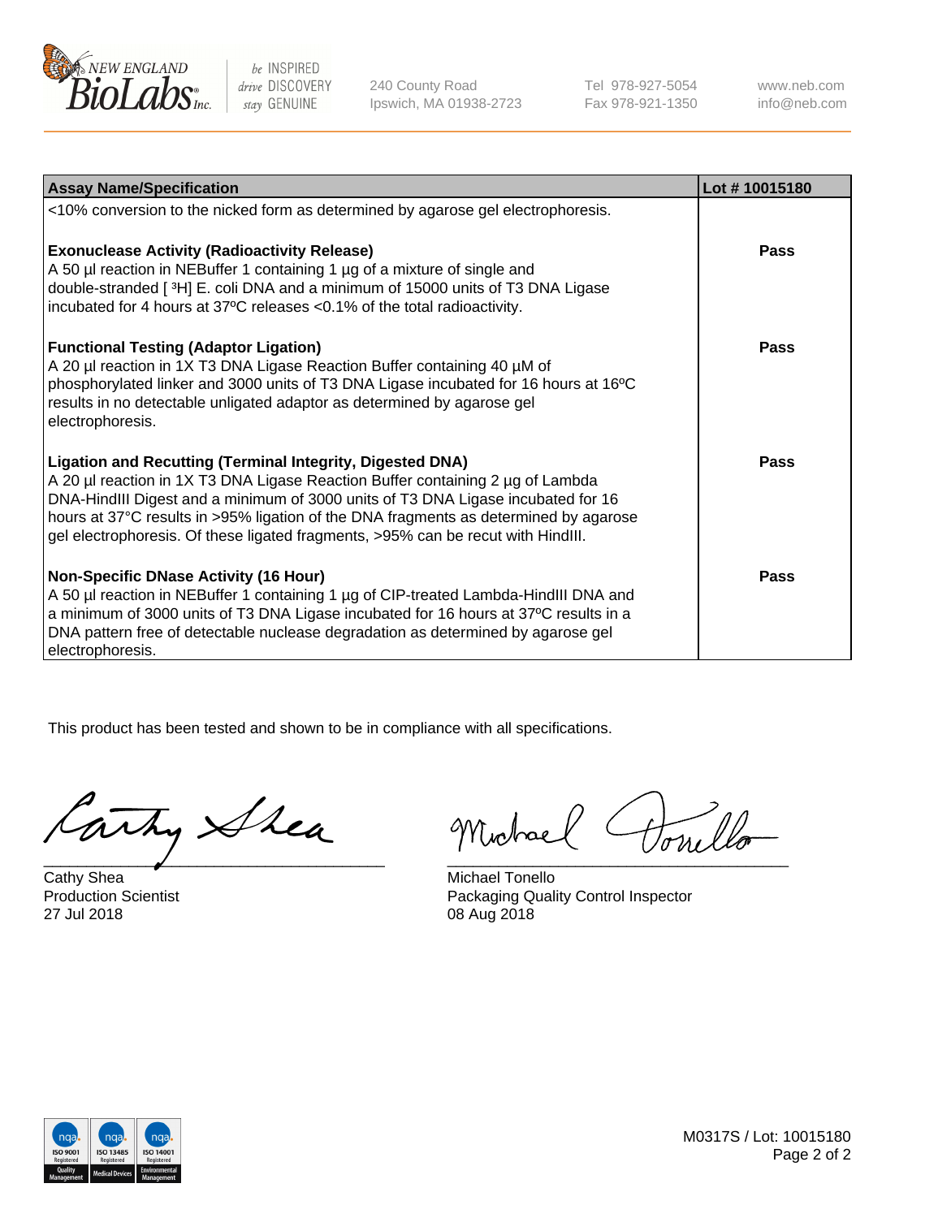| Assay Name/Specification | Lot # 10015180 |
| --- | --- |
| <10% conversion to the nicked form as determined by agarose gel electrophoresis. | |
| **Exonuclease Activity (Radioactivity Release)**<br>A 50 µl reaction in NEBuffer 1 containing 1 µg of a mixture of single and double-stranded [ $^3$H] E. coli DNA and a minimum of 15000 units of T3 DNA Ligase incubated for 4 hours at 37ºC releases <0.1% of the total radioactivity. | **Pass** |
| **Functional Testing (Adaptor Ligation)**<br>A 20 µl reaction in 1X T3 DNA Ligase Reaction Buffer containing 40 µM of phosphorylated linker and 3000 units of T3 DNA Ligase incubated for 16 hours at 16ºC results in no detectable unligated adaptor as determined by agarose gel electrophoresis. | **Pass** |
| **Ligation and Recutting (Terminal Integrity, Digested DNA)**<br>A 20 µl reaction in 1X T3 DNA Ligase Reaction Buffer containing 2 µg of Lambda DNA-HindIII Digest and a minimum of 3000 units of T3 DNA Ligase incubated for 16 hours at 37°C results in >95% ligation of the DNA fragments as determined by agarose gel electrophoresis. Of these ligated fragments, >95% can be recut with HindIII. | **Pass** |
| **Non-Specific DNase Activity (16 Hour)**<br>A 50 µl reaction in NEBuffer 1 containing 1 µg of CIP-treated Lambda-HindIII DNA and a minimum of 3000 units of T3 DNA Ligase incubated for 16 hours at 37ºC results in a DNA pattern free of detectable nuclease degradation as determined by agarose gel electrophoresis. | **Pass** |

This product has been tested and shown to be in compliance with all specifications.

Cathy Shea
Production Scientist
27 Jul 2018

Michael Tonello
Packaging Quality Control Inspector
08 Aug 2018

M0317S / Lot: 10015180